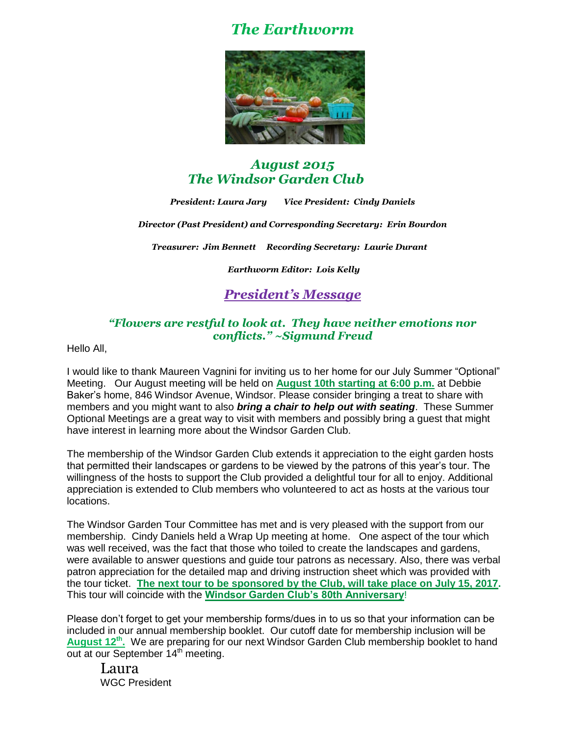# *The Earthworm*

## *August 2015*
## *The Windsor Garden Club*

***President: Laura Jary*** ***Vice President: Cindy Daniels***

***Director (Past President) and Corresponding Secretary: Erin Bourdon***

***Treasurer: Jim Bennett*** ***Recording Secretary: Laurie Durant***

***Earthworm Editor: Lois Kelly***

## *President's Message*

### *"Flowers are restful to look at. They have neither emotions nor conflicts." ~Sigmund Freud*

Hello All,

I would like to thank Maureen Vagnini for inviting us to her home for our July Summer "Optional" Meeting. Our August meeting will be held on **August 10th starting at 6:00 p.m.** at Debbie Baker's home, 846 Windsor Avenue, Windsor. Please consider bringing a treat to share with members and you might want to also ***bring a chair to help out with seating***. These Summer Optional Meetings are a great way to visit with members and possibly bring a guest that might have interest in learning more about the Windsor Garden Club.

The membership of the Windsor Garden Club extends it appreciation to the eight garden hosts that permitted their landscapes or gardens to be viewed by the patrons of this year's tour. The willingness of the hosts to support the Club provided a delightful tour for all to enjoy. Additional appreciation is extended to Club members who volunteered to act as hosts at the various tour locations.

The Windsor Garden Tour Committee has met and is very pleased with the support from our membership. Cindy Daniels held a Wrap Up meeting at home. One aspect of the tour which was well received, was the fact that those who toiled to create the landscapes and gardens, were available to answer questions and guide tour patrons as necessary. Also, there was verbal patron appreciation for the detailed map and driving instruction sheet which was provided with the tour ticket. **The next tour to be sponsored by the Club, will take place on July 15, 2017.** This tour will coincide with the **Windsor Garden Club's 80th Anniversary**!

Please don't forget to get your membership forms/dues in to us so that your information can be included in our annual membership booklet. Our cutoff date for membership inclusion will be **August 12th.** We are preparing for our next Windsor Garden Club membership booklet to hand out at our September 14th meeting.

Laura
WGC President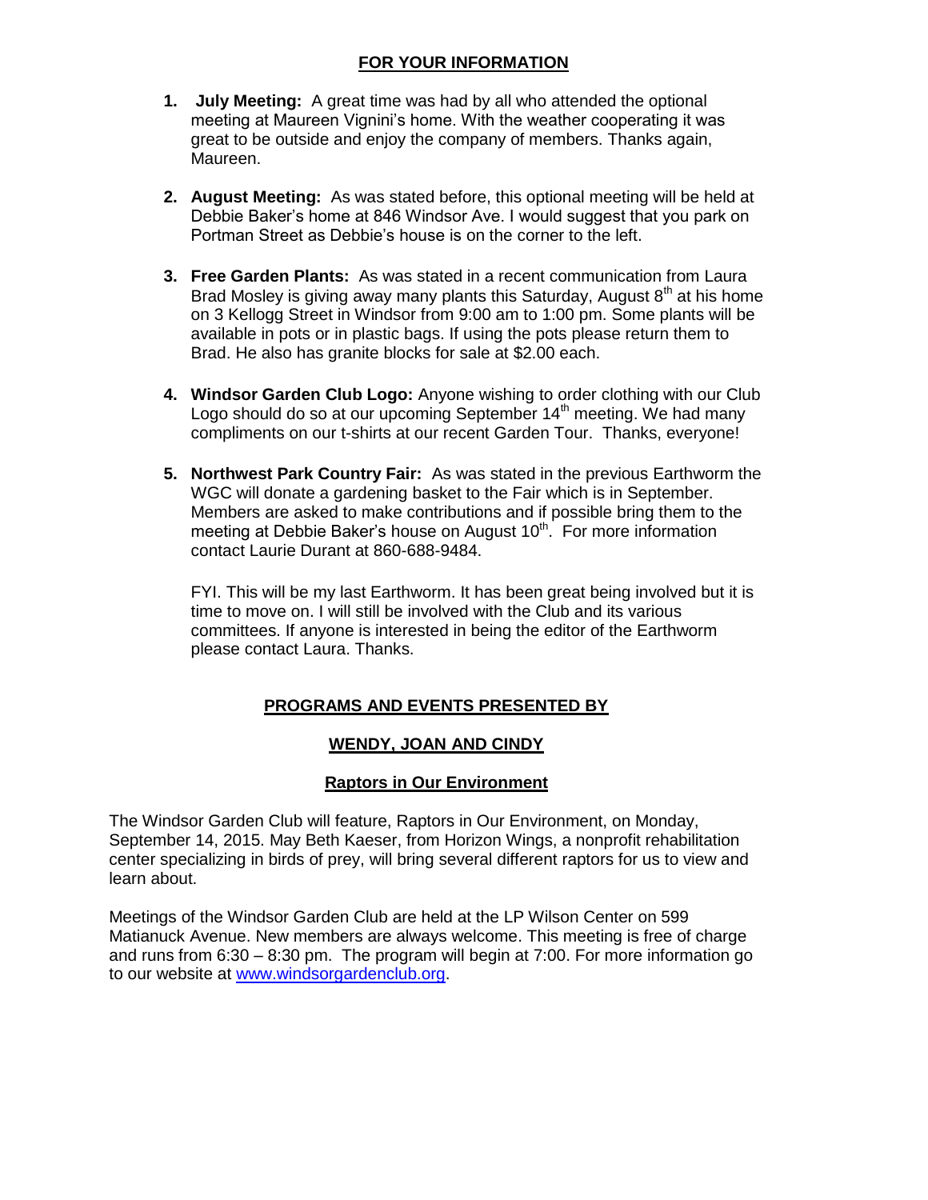## FOR YOUR INFORMATION

1. **July Meeting:** A great time was had by all who attended the optional meeting at Maureen Vignini's home. With the weather cooperating it was great to be outside and enjoy the company of members. Thanks again, Maureen.

2. **August Meeting:** As was stated before, this optional meeting will be held at Debbie Baker's home at 846 Windsor Ave. I would suggest that you park on Portman Street as Debbie's house is on the corner to the left.

3. **Free Garden Plants:** As was stated in a recent communication from Laura Brad Mosley is giving away many plants this Saturday, August 8th at his home on 3 Kellogg Street in Windsor from 9:00 am to 1:00 pm. Some plants will be available in pots or in plastic bags. If using the pots please return them to Brad. He also has granite blocks for sale at $2.00 each.

4. **Windsor Garden Club Logo:** Anyone wishing to order clothing with our Club Logo should do so at our upcoming September 14th meeting. We had many compliments on our t-shirts at our recent Garden Tour. Thanks, everyone!

5. **Northwest Park Country Fair:** As was stated in the previous Earthworm the WGC will donate a gardening basket to the Fair which is in September. Members are asked to make contributions and if possible bring them to the meeting at Debbie Baker's house on August 10th. For more information contact Laurie Durant at 860-688-9484.

   FYI. This will be my last Earthworm. It has been great being involved but it is time to move on. I will still be involved with the Club and its various committees. If anyone is interested in being the editor of the Earthworm please contact Laura. Thanks.

## PROGRAMS AND EVENTS PRESENTED BY

## WENDY, JOAN AND CINDY

### Raptors in Our Environment

The Windsor Garden Club will feature, Raptors in Our Environment, on Monday, September 14, 2015. May Beth Kaeser, from Horizon Wings, a nonprofit rehabilitation center specializing in birds of prey, will bring several different raptors for us to view and learn about.

Meetings of the Windsor Garden Club are held at the LP Wilson Center on 599 Matianuck Avenue. New members are always welcome. This meeting is free of charge and runs from 6:30 – 8:30 pm. The program will begin at 7:00. For more information go to our website at www.windsorgardenclub.org.